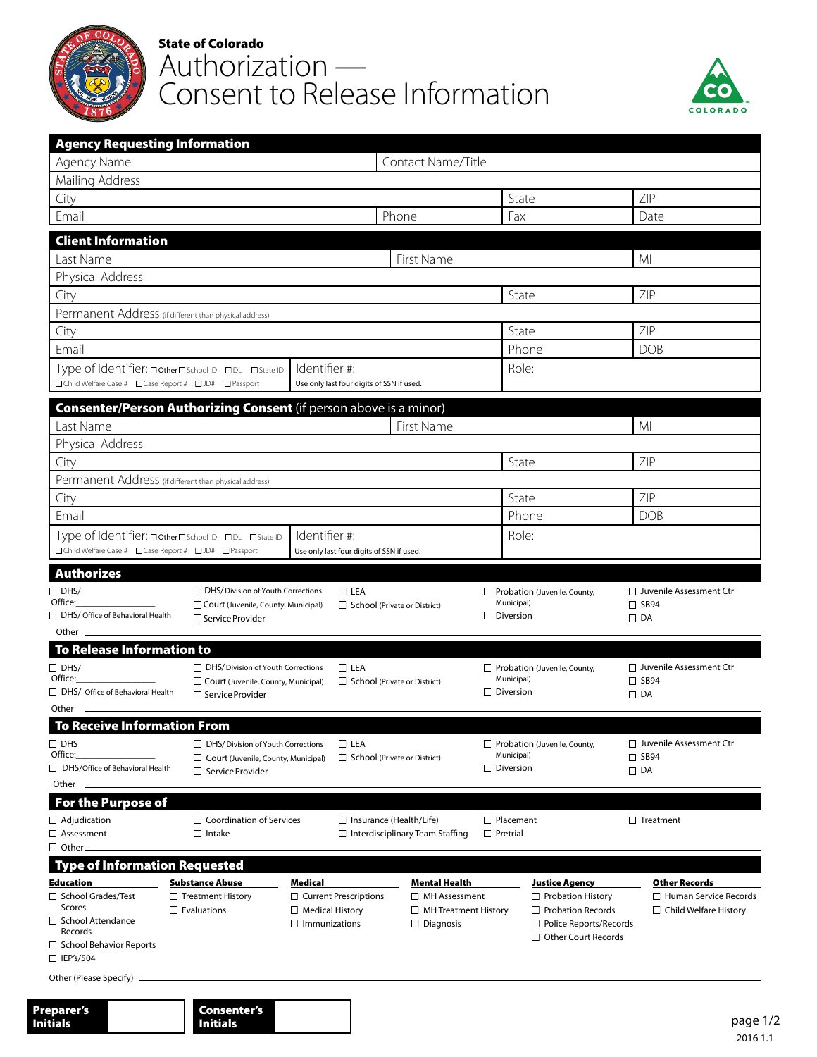**State of Colorado**

# Authorization — Consent to Release Information

## Agency Requesting Information

| Agency Name | | Contact Name/Title | |
|---|---|---|---|
| Mailing Address | | | |
| City | | State | ZIP |
| Email | Phone | Fax | Date |

## Client Information

| Last Name | First Name | MI |
|---|---|---|
| Physical Address | | |
| City | State | ZIP |
| Permanent Address (if different than physical address) | | |
| City | State | ZIP |
| Email | Phone | DOB |
| Type of Identifier: ☐ Other ☐ School ID ☐ DL ☐ State ID ☐ Child Welfare Case # ☐ Case Report # ☐ JD# ☐ Passport | Identifier #: Use only last four digits of SSN if used. | Role: |

## Consenter/Person Authorizing Consent (if person above is a minor)

| Last Name | First Name | MI |
|---|---|---|
| Physical Address | | |
| City | State | ZIP |
| Permanent Address (if different than physical address) | | |
| City | State | ZIP |
| Email | Phone | DOB |
| Type of Identifier: ☐ Other ☐ School ID ☐ DL ☐ State ID ☐ Child Welfare Case # ☐ Case Report # ☐ JD# ☐ Passport | Identifier #: Use only last four digits of SSN if used. | Role: |

## Authorizes

- ☐ DHS/ Office:________________
- ☐ DHS/ Office of Behavioral Health
- ☐ DHS/ Division of Youth Corrections
- ☐ Court (Juvenile, County, Municipal)
- ☐ Service Provider
- ☐ LEA
- ☐ School (Private or District)
- ☐ Probation (Juvenile, County, Municipal)
- ☐ Diversion
- ☐ Juvenile Assessment Ctr
- ☐ SB94
- ☐ DA

Other ________________

## To Release Information to

- ☐ DHS/ Office:________________
- ☐ DHS/ Office of Behavioral Health
- ☐ DHS/ Division of Youth Corrections
- ☐ Court (Juvenile, County, Municipal)
- ☐ Service Provider
- ☐ LEA
- ☐ School (Private or District)
- ☐ Probation (Juvenile, County, Municipal)
- ☐ Diversion
- ☐ Juvenile Assessment Ctr
- ☐ SB94
- ☐ DA

Other ________________

## To Receive Information From

- ☐ DHS Office:________________
- ☐ DHS/Office of Behavioral Health
- ☐ DHS/ Division of Youth Corrections
- ☐ Court (Juvenile, County, Municipal)
- ☐ Service Provider
- ☐ LEA
- ☐ School (Private or District)
- ☐ Probation (Juvenile, County, Municipal)
- ☐ Diversion
- ☐ Juvenile Assessment Ctr
- ☐ SB94
- ☐ DA

Other ________________

## For the Purpose of

- ☐ Adjudication
- ☐ Assessment
- ☐ Coordination of Services
- ☐ Intake
- ☐ Insurance (Health/Life)
- ☐ Interdisciplinary Team Staffing
- ☐ Placement
- ☐ Pretrial
- ☐ Treatment
- ☐ Other ________________

## Type of Information Requested

| Education | Substance Abuse | Medical | Mental Health | Justice Agency | Other Records |
|---|---|---|---|---|---|
| ☐ School Grades/Test Scores | ☐ Treatment History | ☐ Current Prescriptions | ☐ MH Assessment | ☐ Probation History | ☐ Human Service Records |
| ☐ School Attendance Records | ☐ Evaluations | ☐ Medical History | ☐ MH Treatment History | ☐ Probation Records | ☐ Child Welfare History |
| ☐ School Behavior Reports | | ☐ Immunizations | ☐ Diagnosis | ☐ Police Reports/Records | |
| ☐ IEP's/504 | | | | ☐ Other Court Records | |

Other (Please Specify) ________________

| Preparer's Initials | | Consenter's Initials | |
|---|---|---|---|

2016 1.1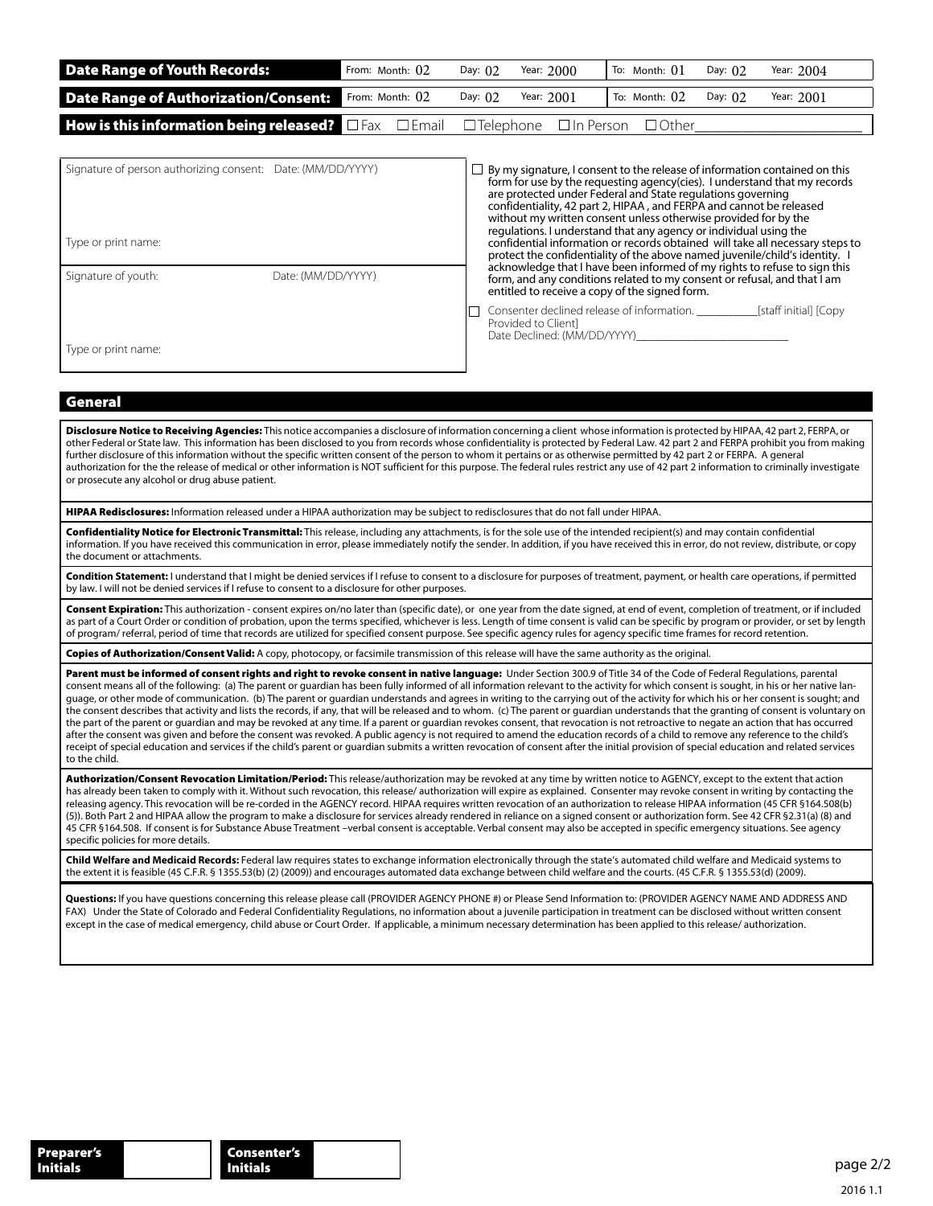| | | | | | | |
|---|---|---|---|---|---|---|
| **Date Range of Youth Records:** | From: Month: 02 | Day: 02 | Year: 2000 | To: Month: 01 | Day: 02 | Year: 2004 |
| **Date Range of Authorization/Consent:** | From: Month: 02 | Day: 02 | Year: 2001 | To: Month: 02 | Day: 02 | Year: 2001 |

**How is this information being released?** ☐ Fax ☐ Email ☐ Telephone ☐ In Person ☐ Other________________________

| | |
|---|---|
| Signature of person authorizing consent: Date: (MM/DD/YYYY)<br><br>Type or print name: | ☐ By my signature, I consent to the release of information contained on this form for use by the requesting agency(cies). I understand that my records are protected under Federal and State regulations governing confidentiality, 42 part 2, HIPAA, and FERPA and cannot be released without my written consent unless otherwise provided for by the regulations. I understand that any agency or individual using the confidential information or records obtained will take all necessary steps to protect the confidentiality of the above named juvenile/child's identity. I acknowledge that I have been informed of my rights to refuse to sign this form, and any conditions related to my consent or refusal, and that I am entitled to receive a copy of the signed form. |
| Signature of youth: Date: (MM/DD/YYYY)<br><br>Type or print name: | ☐ Consenter declined release of information. ___________[staff initial] [Copy Provided to Client]<br>Date Declined: (MM/DD/YYYY)___________________________ |

## General

**Disclosure Notice to Receiving Agencies:** This notice accompanies a disclosure of information concerning a client whose information is protected by HIPAA, 42 part 2, FERPA, or other Federal or State law. This information has been disclosed to you from records whose confidentiality is protected by Federal Law. 42 part 2 and FERPA prohibit you from making further disclosure of this information without the specific written consent of the person to whom it pertains or as otherwise permitted by 42 part 2 or FERPA. A general authorization for the the release of medical or other information is NOT sufficient for this purpose. The federal rules restrict any use of 42 part 2 information to criminally investigate or prosecute any alcohol or drug abuse patient.

**HIPAA Redisclosures:** Information released under a HIPAA authorization may be subject to redisclosures that do not fall under HIPAA.

**Confidentiality Notice for Electronic Transmittal:** This release, including any attachments, is for the sole use of the intended recipient(s) and may contain confidential information. If you have received this communication in error, please immediately notify the sender. In addition, if you have received this in error, do not review, distribute, or copy the document or attachments.

**Condition Statement:** I understand that I might be denied services if I refuse to consent to a disclosure for purposes of treatment, payment, or health care operations, if permitted by law. I will not be denied services if I refuse to consent to a disclosure for other purposes.

**Consent Expiration:** This authorization - consent expires on/no later than (specific date), or one year from the date signed, at end of event, completion of treatment, or if included as part of a Court Order or condition of probation, upon the terms specified, whichever is less. Length of time consent is valid can be specific by program or provider, or set by length of program/ referral, period of time that records are utilized for specified consent purpose. See specific agency rules for agency specific time frames for record retention.

**Copies of Authorization/Consent Valid:** A copy, photocopy, or facsimile transmission of this release will have the same authority as the original.

**Parent must be informed of consent rights and right to revoke consent in native language:** Under Section 300.9 of Title 34 of the Code of Federal Regulations, parental consent means all of the following: (a) The parent or guardian has been fully informed of all information relevant to the activity for which consent is sought, in his or her native language, or other mode of communication. (b) The parent or guardian understands and agrees in writing to the carrying out of the activity for which his or her consent is sought; and the consent describes that activity and lists the records, if any, that will be released and to whom. (c) The parent or guardian understands that the granting of consent is voluntary on the part of the parent or guardian and may be revoked at any time. If a parent or guardian revokes consent, that revocation is not retroactive to negate an action that has occurred after the consent was given and before the consent was revoked. A public agency is not required to amend the education records of a child to remove any reference to the child's receipt of special education and services if the child's parent or guardian submits a written revocation of consent after the initial provision of special education and related services to the child.

**Authorization/Consent Revocation Limitation/Period:** This release/authorization may be revoked at any time by written notice to AGENCY, except to the extent that action has already been taken to comply with it. Without such revocation, this release/ authorization will expire as explained. Consenter may revoke consent in writing by contacting the releasing agency. This revocation will be re-corded in the AGENCY record. HIPAA requires written revocation of an authorization to release HIPAA information (45 CFR §164.508(b)(5)). Both Part 2 and HIPAA allow the program to make a disclosure for services already rendered in reliance on a signed consent or authorization form. See 42 CFR §2.31(a) (8) and 45 CFR §164.508. If consent is for Substance Abuse Treatment –verbal consent is acceptable. Verbal consent may also be accepted in specific emergency situations. See agency specific policies for more details.

**Child Welfare and Medicaid Records:** Federal law requires states to exchange information electronically through the state's automated child welfare and Medicaid systems to the extent it is feasible (45 C.F.R. § 1355.53(b) (2) (2009)) and encourages automated data exchange between child welfare and the courts. (45 C.F.R. § 1355.53(d) (2009).

**Questions:** If you have questions concerning this release please call (PROVIDER AGENCY PHONE #) or Please Send Information to: (PROVIDER AGENCY NAME AND ADDRESS AND FAX) Under the State of Colorado and Federal Confidentiality Regulations, no information about a juvenile participation in treatment can be disclosed without written consent except in the case of medical emergency, child abuse or Court Order. If applicable, a minimum necessary determination has been applied to this release/ authorization.

| | | | |
|---|---|---|---|
| **Preparer's Initials** | | **Consenter's Initials** | |

2016 1.1